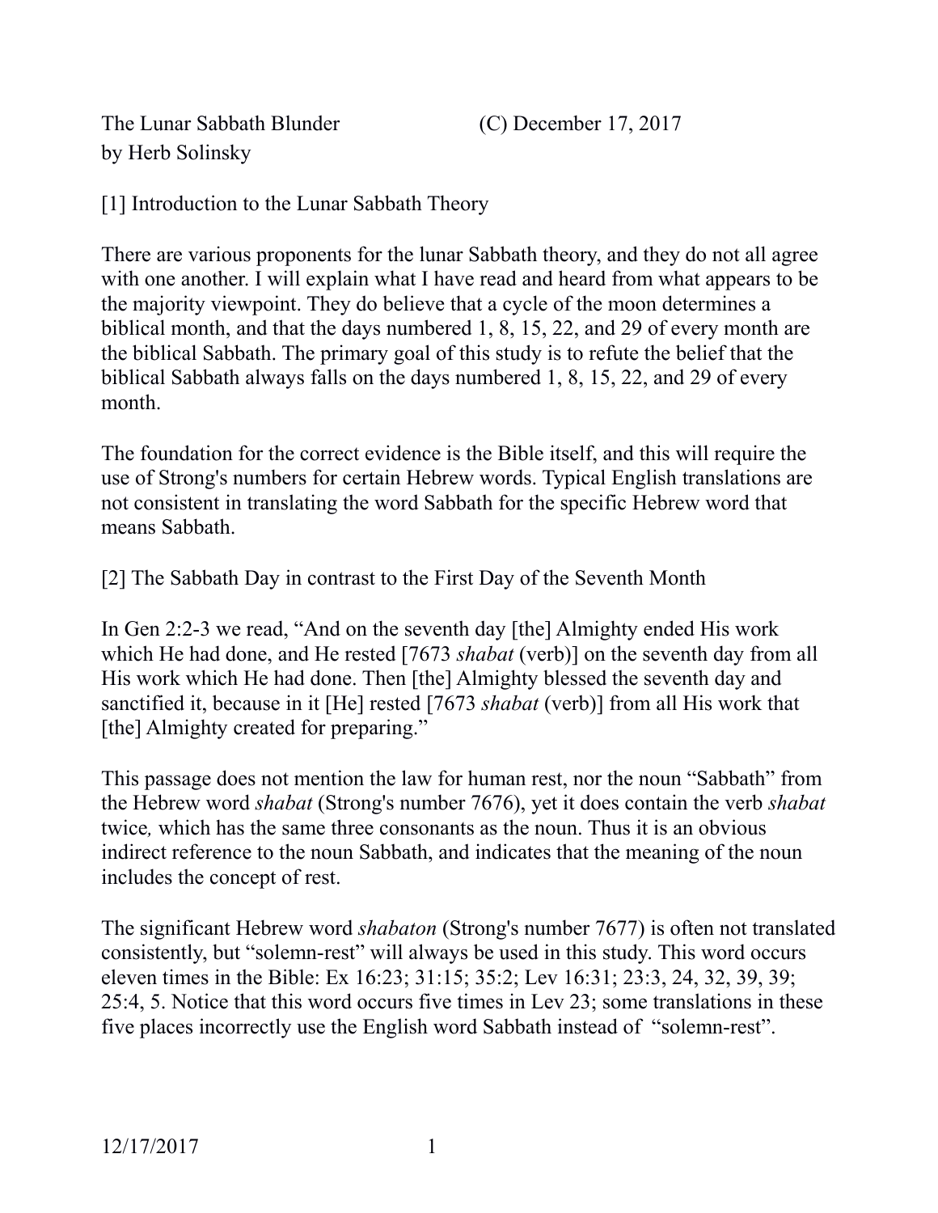The Lunar Sabbath Blunder (C) December 17, 2017
by Herb Solinsky

## [1] Introduction to the Lunar Sabbath Theory

There are various proponents for the lunar Sabbath theory, and they do not all agree with one another. I will explain what I have read and heard from what appears to be the majority viewpoint. They do believe that a cycle of the moon determines a biblical month, and that the days numbered 1, 8, 15, 22, and 29 of every month are the biblical Sabbath. The primary goal of this study is to refute the belief that the biblical Sabbath always falls on the days numbered 1, 8, 15, 22, and 29 of every month.

The foundation for the correct evidence is the Bible itself, and this will require the use of Strong's numbers for certain Hebrew words. Typical English translations are not consistent in translating the word Sabbath for the specific Hebrew word that means Sabbath.

## [2] The Sabbath Day in contrast to the First Day of the Seventh Month

In Gen 2:2-3 we read, "And on the seventh day [the] Almighty ended His work which He had done, and He rested [7673 *shabat* (verb)] on the seventh day from all His work which He had done. Then [the] Almighty blessed the seventh day and sanctified it, because in it [He] rested [7673 *shabat* (verb)] from all His work that [the] Almighty created for preparing."

This passage does not mention the law for human rest, nor the noun "Sabbath" from the Hebrew word *shabat* (Strong's number 7676), yet it does contain the verb *shabat* twice*,* which has the same three consonants as the noun. Thus it is an obvious indirect reference to the noun Sabbath, and indicates that the meaning of the noun includes the concept of rest.

The significant Hebrew word *shabaton* (Strong's number 7677) is often not translated consistently, but "solemn-rest" will always be used in this study. This word occurs eleven times in the Bible: Ex 16:23; 31:15; 35:2; Lev 16:31; 23:3, 24, 32, 39, 39; 25:4, 5. Notice that this word occurs five times in Lev 23; some translations in these five places incorrectly use the English word Sabbath instead of "solemn-rest".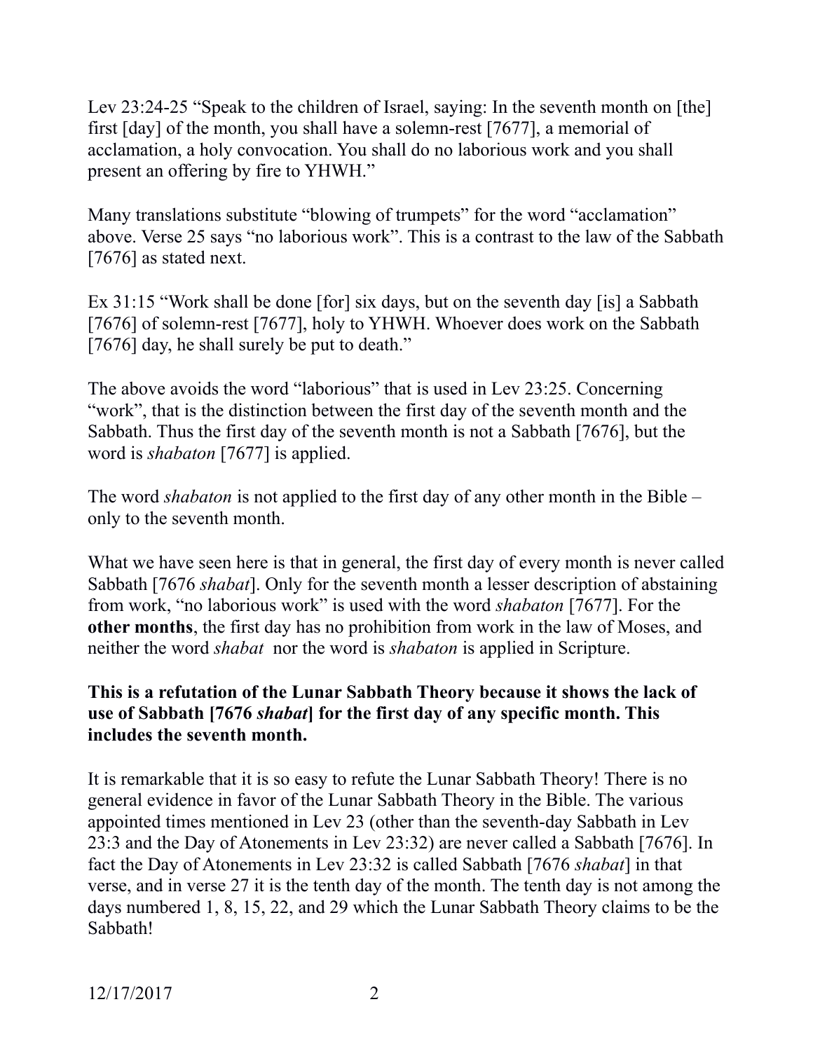Lev 23:24-25 “Speak to the children of Israel, saying: In the seventh month on [the] first [day] of the month, you shall have a solemn-rest [7677], a memorial of acclamation, a holy convocation. You shall do no laborious work and you shall present an offering by fire to YHWH.”

Many translations substitute “blowing of trumpets” for the word “acclamation” above. Verse 25 says “no laborious work”. This is a contrast to the law of the Sabbath [7676] as stated next.

Ex 31:15 “Work shall be done [for] six days, but on the seventh day [is] a Sabbath [7676] of solemn-rest [7677], holy to YHWH. Whoever does work on the Sabbath [7676] day, he shall surely be put to death.”

The above avoids the word “laborious” that is used in Lev 23:25. Concerning “work”, that is the distinction between the first day of the seventh month and the Sabbath. Thus the first day of the seventh month is not a Sabbath [7676], but the word is *shabaton* [7677] is applied.

The word *shabaton* is not applied to the first day of any other month in the Bible – only to the seventh month.

What we have seen here is that in general, the first day of every month is never called Sabbath [7676 *shabat*]. Only for the seventh month a lesser description of abstaining from work, “no laborious work” is used with the word *shabaton* [7677]. For the **other months**, the first day has no prohibition from work in the law of Moses, and neither the word *shabat* nor the word is *shabaton* is applied in Scripture.

**This is a refutation of the Lunar Sabbath Theory because it shows the lack of use of Sabbath [7676 *shabat*] for the first day of any specific month. This includes the seventh month.**

It is remarkable that it is so easy to refute the Lunar Sabbath Theory! There is no general evidence in favor of the Lunar Sabbath Theory in the Bible. The various appointed times mentioned in Lev 23 (other than the seventh-day Sabbath in Lev 23:3 and the Day of Atonements in Lev 23:32) are never called a Sabbath [7676]. In fact the Day of Atonements in Lev 23:32 is called Sabbath [7676 *shabat*] in that verse, and in verse 27 it is the tenth day of the month. The tenth day is not among the days numbered 1, 8, 15, 22, and 29 which the Lunar Sabbath Theory claims to be the Sabbath!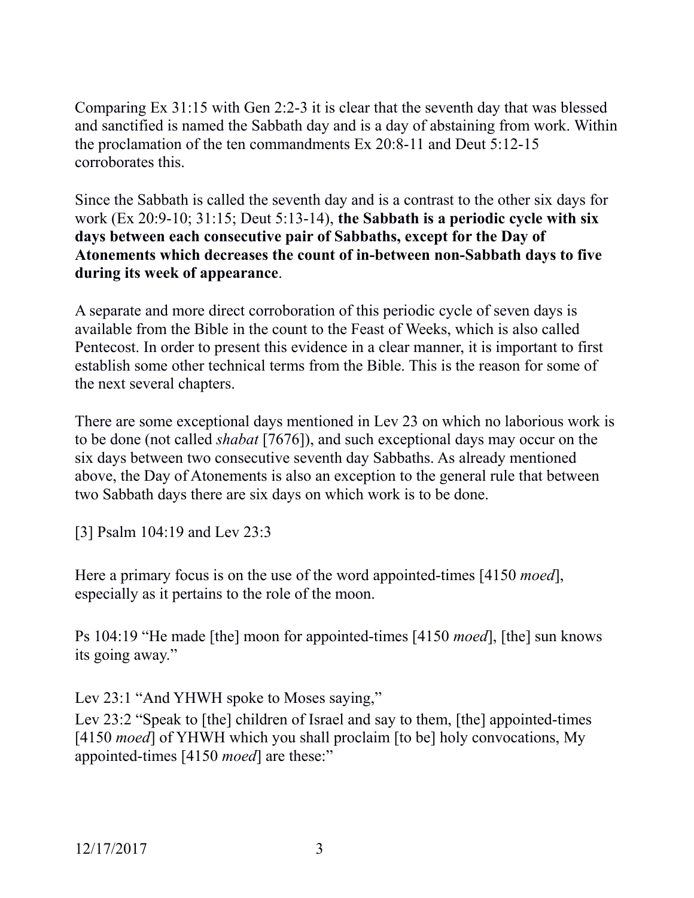Comparing Ex 31:15 with Gen 2:2-3 it is clear that the seventh day that was blessed and sanctified is named the Sabbath day and is a day of abstaining from work. Within the proclamation of the ten commandments Ex 20:8-11 and Deut 5:12-15 corroborates this.

Since the Sabbath is called the seventh day and is a contrast to the other six days for work (Ex 20:9-10; 31:15; Deut 5:13-14), **the Sabbath is a periodic cycle with six days between each consecutive pair of Sabbaths, except for the Day of Atonements which decreases the count of in-between non-Sabbath days to five during its week of appearance**.

A separate and more direct corroboration of this periodic cycle of seven days is available from the Bible in the count to the Feast of Weeks, which is also called Pentecost. In order to present this evidence in a clear manner, it is important to first establish some other technical terms from the Bible. This is the reason for some of the next several chapters.

There are some exceptional days mentioned in Lev 23 on which no laborious work is to be done (not called *shabat* [7676]), and such exceptional days may occur on the six days between two consecutive seventh day Sabbaths. As already mentioned above, the Day of Atonements is also an exception to the general rule that between two Sabbath days there are six days on which work is to be done.

[3] Psalm 104:19 and Lev 23:3

Here a primary focus is on the use of the word appointed-times [4150 *moed*], especially as it pertains to the role of the moon.

Ps 104:19 "He made [the] moon for appointed-times [4150 *moed*], [the] sun knows its going away."

Lev 23:1 "And YHWH spoke to Moses saying,"

Lev 23:2 "Speak to [the] children of Israel and say to them, [the] appointed-times [4150 *moed*] of YHWH which you shall proclaim [to be] holy convocations, My appointed-times [4150 *moed*] are these:"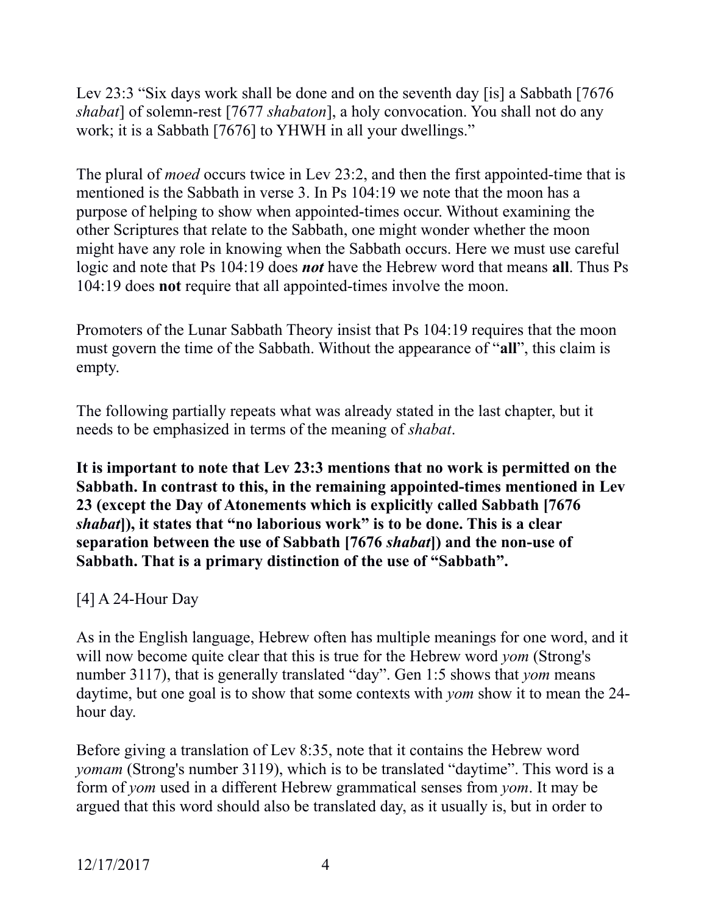Lev 23:3 “Six days work shall be done and on the seventh day [is] a Sabbath [7676 *shabat*] of solemn-rest [7677 *shabaton*], a holy convocation. You shall not do any work; it is a Sabbath [7676] to YHWH in all your dwellings.”

The plural of *moed* occurs twice in Lev 23:2, and then the first appointed-time that is mentioned is the Sabbath in verse 3. In Ps 104:19 we note that the moon has a purpose of helping to show when appointed-times occur. Without examining the other Scriptures that relate to the Sabbath, one might wonder whether the moon might have any role in knowing when the Sabbath occurs. Here we must use careful logic and note that Ps 104:19 does ***not*** have the Hebrew word that means **all**. Thus Ps 104:19 does **not** require that all appointed-times involve the moon.

Promoters of the Lunar Sabbath Theory insist that Ps 104:19 requires that the moon must govern the time of the Sabbath. Without the appearance of “**all**”, this claim is empty.

The following partially repeats what was already stated in the last chapter, but it needs to be emphasized in terms of the meaning of *shabat*.

**It is important to note that Lev 23:3 mentions that no work is permitted on the Sabbath. In contrast to this, in the remaining appointed-times mentioned in Lev 23 (except the Day of Atonements which is explicitly called Sabbath [7676 *shabat*]), it states that “no laborious work” is to be done. This is a clear separation between the use of Sabbath [7676 *shabat*]) and the non-use of Sabbath. That is a primary distinction of the use of “Sabbath”.**

[4] A 24-Hour Day

As in the English language, Hebrew often has multiple meanings for one word, and it will now become quite clear that this is true for the Hebrew word *yom* (Strong's number 3117), that is generally translated “day”. Gen 1:5 shows that *yom* means daytime, but one goal is to show that some contexts with *yom* show it to mean the 24-hour day.

Before giving a translation of Lev 8:35, note that it contains the Hebrew word *yomam* (Strong's number 3119), which is to be translated “daytime”. This word is a form of *yom* used in a different Hebrew grammatical senses from *yom*. It may be argued that this word should also be translated day, as it usually is, but in order to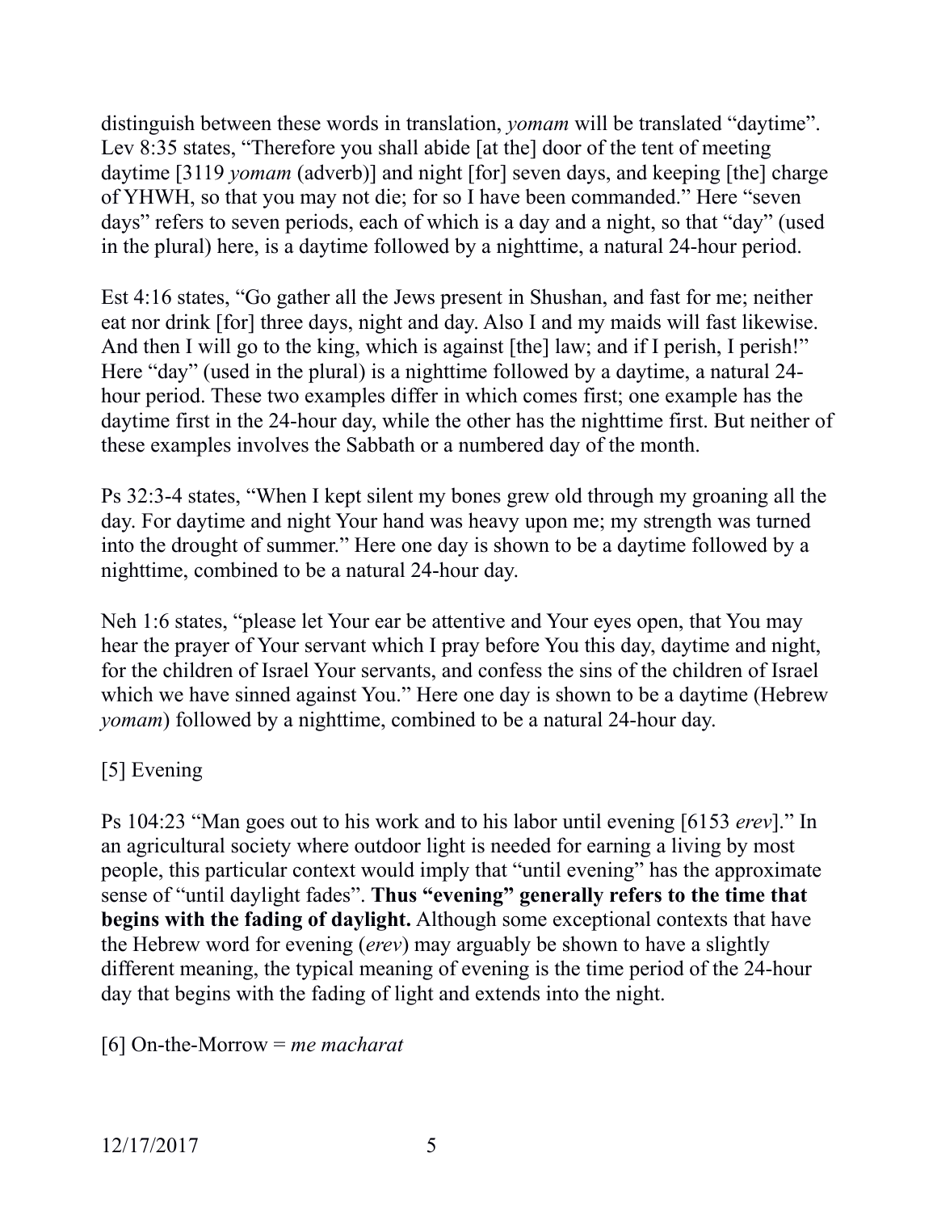distinguish between these words in translation, *yomam* will be translated "daytime". Lev 8:35 states, "Therefore you shall abide [at the] door of the tent of meeting daytime [3119 *yomam* (adverb)] and night [for] seven days, and keeping [the] charge of YHWH, so that you may not die; for so I have been commanded." Here "seven days" refers to seven periods, each of which is a day and a night, so that "day" (used in the plural) here, is a daytime followed by a nighttime, a natural 24-hour period.

Est 4:16 states, "Go gather all the Jews present in Shushan, and fast for me; neither eat nor drink [for] three days, night and day. Also I and my maids will fast likewise. And then I will go to the king, which is against [the] law; and if I perish, I perish!" Here "day" (used in the plural) is a nighttime followed by a daytime, a natural 24-hour period. These two examples differ in which comes first; one example has the daytime first in the 24-hour day, while the other has the nighttime first. But neither of these examples involves the Sabbath or a numbered day of the month.

Ps 32:3-4 states, "When I kept silent my bones grew old through my groaning all the day. For daytime and night Your hand was heavy upon me; my strength was turned into the drought of summer." Here one day is shown to be a daytime followed by a nighttime, combined to be a natural 24-hour day.

Neh 1:6 states, "please let Your ear be attentive and Your eyes open, that You may hear the prayer of Your servant which I pray before You this day, daytime and night, for the children of Israel Your servants, and confess the sins of the children of Israel which we have sinned against You." Here one day is shown to be a daytime (Hebrew *yomam*) followed by a nighttime, combined to be a natural 24-hour day.

[5] Evening

Ps 104:23 "Man goes out to his work and to his labor until evening [6153 *erev*]." In an agricultural society where outdoor light is needed for earning a living by most people, this particular context would imply that "until evening" has the approximate sense of "until daylight fades". **Thus "evening" generally refers to the time that begins with the fading of daylight.** Although some exceptional contexts that have the Hebrew word for evening (*erev*) may arguably be shown to have a slightly different meaning, the typical meaning of evening is the time period of the 24-hour day that begins with the fading of light and extends into the night.

[6] On-the-Morrow = *me macharat*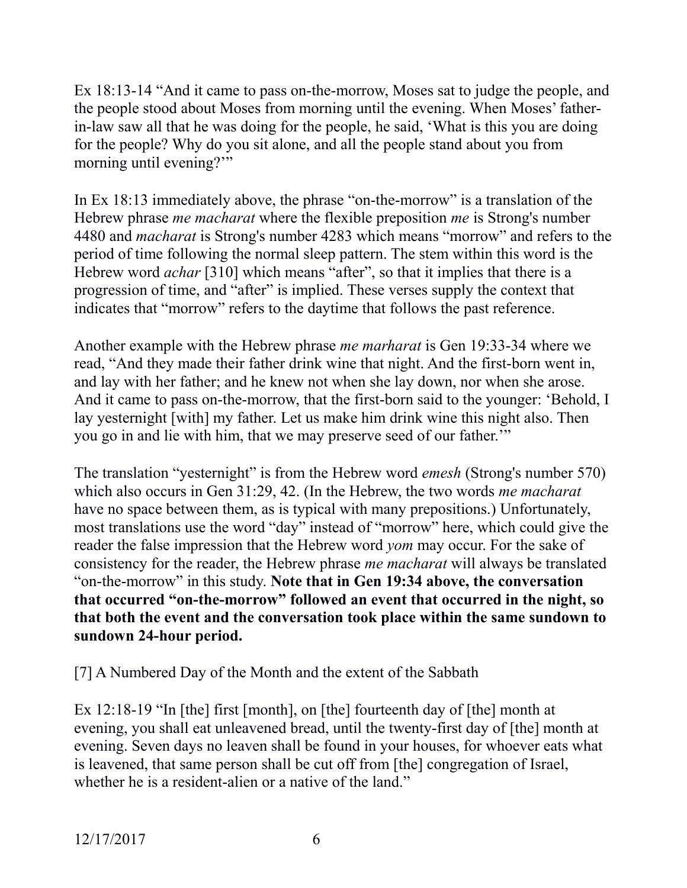Ex 18:13-14 “And it came to pass on-the-morrow, Moses sat to judge the people, and the people stood about Moses from morning until the evening. When Moses’ father-in-law saw all that he was doing for the people, he said, ‘What is this you are doing for the people? Why do you sit alone, and all the people stand about you from morning until evening?’”

In Ex 18:13 immediately above, the phrase “on-the-morrow” is a translation of the Hebrew phrase *me macharat* where the flexible preposition *me* is Strong's number 4480 and *macharat* is Strong's number 4283 which means “morrow” and refers to the period of time following the normal sleep pattern. The stem within this word is the Hebrew word *achar* [310] which means “after”, so that it implies that there is a progression of time, and “after” is implied. These verses supply the context that indicates that “morrow” refers to the daytime that follows the past reference.

Another example with the Hebrew phrase *me marharat* is Gen 19:33-34 where we read, “And they made their father drink wine that night. And the first-born went in, and lay with her father; and he knew not when she lay down, nor when she arose. And it came to pass on-the-morrow, that the first-born said to the younger: ‘Behold, I lay yesternight [with] my father. Let us make him drink wine this night also. Then you go in and lie with him, that we may preserve seed of our father.’”

The translation “yesternight” is from the Hebrew word *emesh* (Strong's number 570) which also occurs in Gen 31:29, 42. (In the Hebrew, the two words *me macharat* have no space between them, as is typical with many prepositions.) Unfortunately, most translations use the word “day” instead of “morrow” here, which could give the reader the false impression that the Hebrew word *yom* may occur. For the sake of consistency for the reader, the Hebrew phrase *me macharat* will always be translated “on-the-morrow” in this study. **Note that in Gen 19:34 above, the conversation that occurred “on-the-morrow” followed an event that occurred in the night, so that both the event and the conversation took place within the same sundown to sundown 24-hour period.**

[7] A Numbered Day of the Month and the extent of the Sabbath

Ex 12:18-19 “In [the] first [month], on [the] fourteenth day of [the] month at evening, you shall eat unleavened bread, until the twenty-first day of [the] month at evening. Seven days no leaven shall be found in your houses, for whoever eats what is leavened, that same person shall be cut off from [the] congregation of Israel, whether he is a resident-alien or a native of the land.”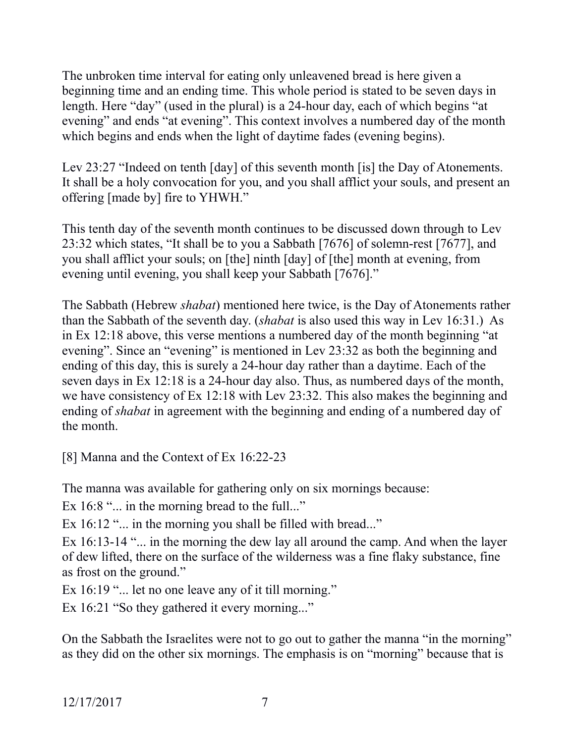The unbroken time interval for eating only unleavened bread is here given a beginning time and an ending time. This whole period is stated to be seven days in length. Here "day" (used in the plural) is a 24-hour day, each of which begins "at evening" and ends "at evening". This context involves a numbered day of the month which begins and ends when the light of daytime fades (evening begins).

Lev 23:27 "Indeed on tenth [day] of this seventh month [is] the Day of Atonements. It shall be a holy convocation for you, and you shall afflict your souls, and present an offering [made by] fire to YHWH."

This tenth day of the seventh month continues to be discussed down through to Lev 23:32 which states, "It shall be to you a Sabbath [7676] of solemn-rest [7677], and you shall afflict your souls; on [the] ninth [day] of [the] month at evening, from evening until evening, you shall keep your Sabbath [7676]."

The Sabbath (Hebrew *shabat*) mentioned here twice, is the Day of Atonements rather than the Sabbath of the seventh day. (*shabat* is also used this way in Lev 16:31.) As in Ex 12:18 above, this verse mentions a numbered day of the month beginning "at evening". Since an "evening" is mentioned in Lev 23:32 as both the beginning and ending of this day, this is surely a 24-hour day rather than a daytime. Each of the seven days in Ex 12:18 is a 24-hour day also. Thus, as numbered days of the month, we have consistency of Ex 12:18 with Lev 23:32. This also makes the beginning and ending of *shabat* in agreement with the beginning and ending of a numbered day of the month.

## [8] Manna and the Context of Ex 16:22-23

The manna was available for gathering only on six mornings because:

Ex 16:8 "... in the morning bread to the full..."

Ex 16:12 "... in the morning you shall be filled with bread..."

Ex 16:13-14 "... in the morning the dew lay all around the camp. And when the layer of dew lifted, there on the surface of the wilderness was a fine flaky substance, fine as frost on the ground."

Ex 16:19 "... let no one leave any of it till morning."

Ex 16:21 "So they gathered it every morning..."

On the Sabbath the Israelites were not to go out to gather the manna "in the morning" as they did on the other six mornings. The emphasis is on "morning" because that is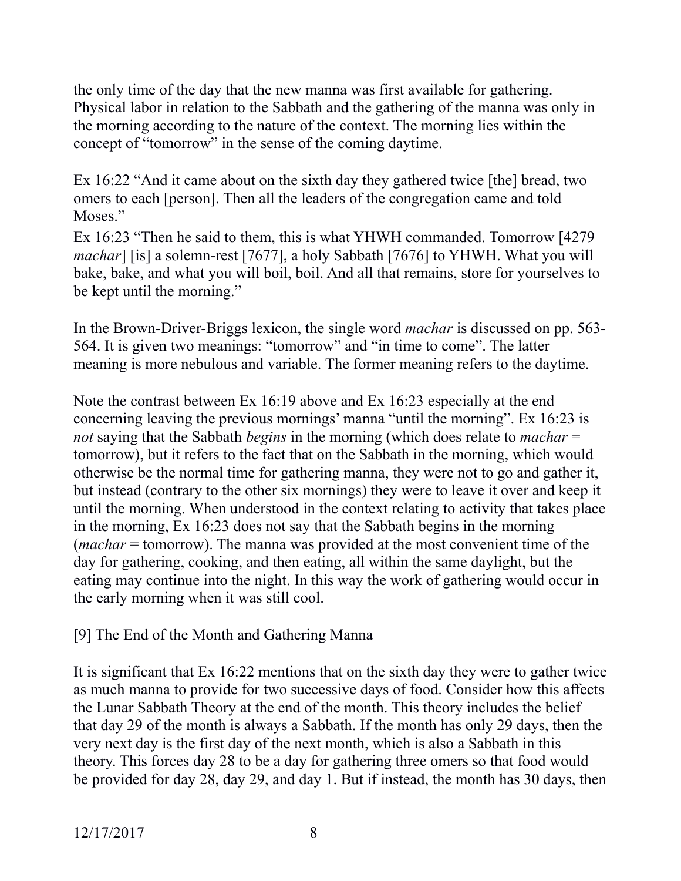the only time of the day that the new manna was first available for gathering. Physical labor in relation to the Sabbath and the gathering of the manna was only in the morning according to the nature of the context. The morning lies within the concept of "tomorrow" in the sense of the coming daytime.

Ex 16:22 "And it came about on the sixth day they gathered twice [the] bread, two omers to each [person]. Then all the leaders of the congregation came and told Moses."

Ex 16:23 "Then he said to them, this is what YHWH commanded. Tomorrow [4279 *machar*] [is] a solemn-rest [7677], a holy Sabbath [7676] to YHWH. What you will bake, bake, and what you will boil, boil. And all that remains, store for yourselves to be kept until the morning."

In the Brown-Driver-Briggs lexicon, the single word *machar* is discussed on pp. 563-564. It is given two meanings: "tomorrow" and "in time to come". The latter meaning is more nebulous and variable. The former meaning refers to the daytime.

Note the contrast between Ex 16:19 above and Ex 16:23 especially at the end concerning leaving the previous mornings' manna "until the morning". Ex 16:23 is *not* saying that the Sabbath *begins* in the morning (which does relate to *machar* = tomorrow), but it refers to the fact that on the Sabbath in the morning, which would otherwise be the normal time for gathering manna, they were not to go and gather it, but instead (contrary to the other six mornings) they were to leave it over and keep it until the morning. When understood in the context relating to activity that takes place in the morning, Ex 16:23 does not say that the Sabbath begins in the morning (*machar* = tomorrow). The manna was provided at the most convenient time of the day for gathering, cooking, and then eating, all within the same daylight, but the eating may continue into the night. In this way the work of gathering would occur in the early morning when it was still cool.

## [9] The End of the Month and Gathering Manna

It is significant that Ex 16:22 mentions that on the sixth day they were to gather twice as much manna to provide for two successive days of food. Consider how this affects the Lunar Sabbath Theory at the end of the month. This theory includes the belief that day 29 of the month is always a Sabbath. If the month has only 29 days, then the very next day is the first day of the next month, which is also a Sabbath in this theory. This forces day 28 to be a day for gathering three omers so that food would be provided for day 28, day 29, and day 1. But if instead, the month has 30 days, then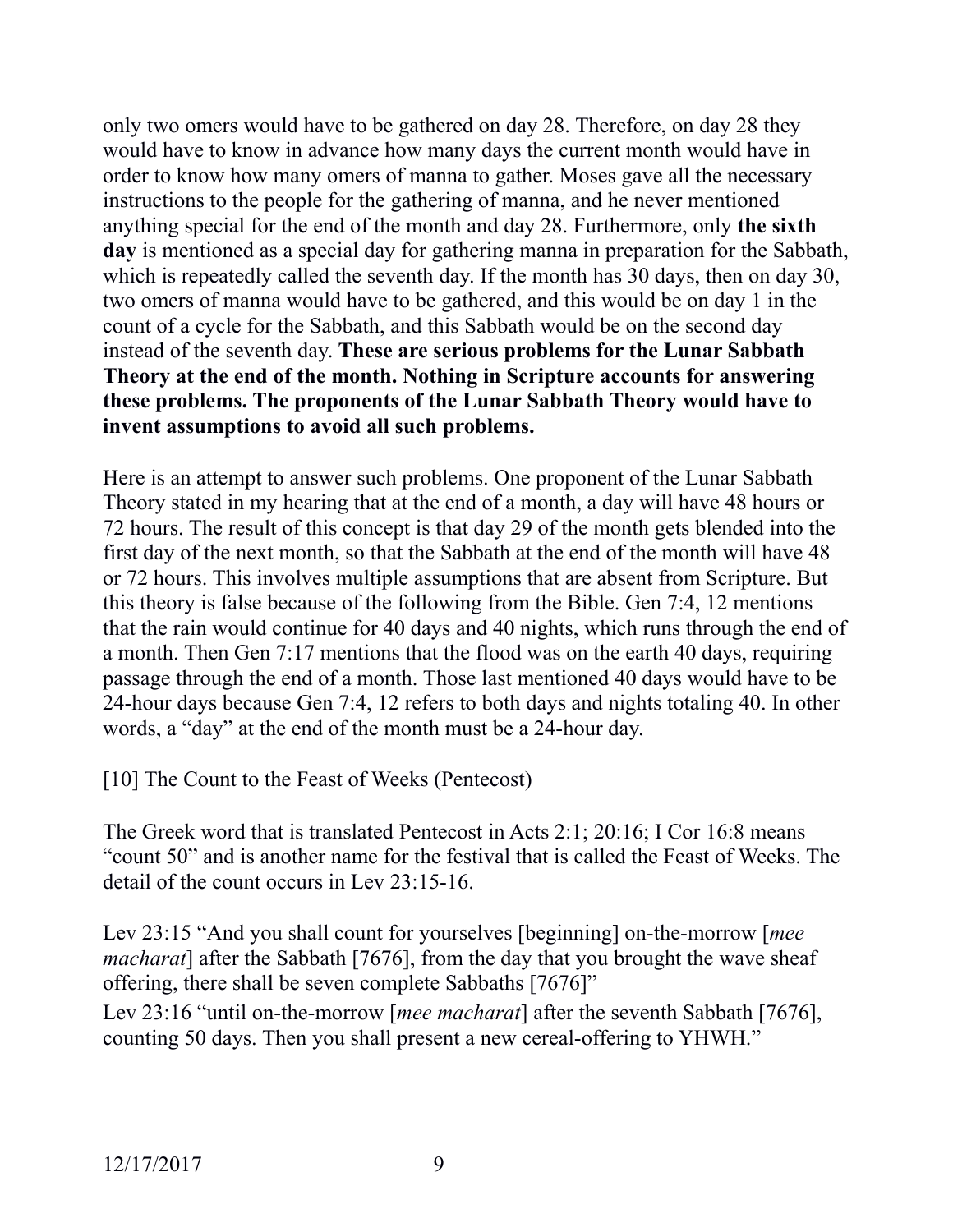only two omers would have to be gathered on day 28. Therefore, on day 28 they would have to know in advance how many days the current month would have in order to know how many omers of manna to gather. Moses gave all the necessary instructions to the people for the gathering of manna, and he never mentioned anything special for the end of the month and day 28. Furthermore, only **the sixth day** is mentioned as a special day for gathering manna in preparation for the Sabbath, which is repeatedly called the seventh day. If the month has 30 days, then on day 30, two omers of manna would have to be gathered, and this would be on day 1 in the count of a cycle for the Sabbath, and this Sabbath would be on the second day instead of the seventh day. **These are serious problems for the Lunar Sabbath Theory at the end of the month. Nothing in Scripture accounts for answering these problems. The proponents of the Lunar Sabbath Theory would have to invent assumptions to avoid all such problems.**

Here is an attempt to answer such problems. One proponent of the Lunar Sabbath Theory stated in my hearing that at the end of a month, a day will have 48 hours or 72 hours. The result of this concept is that day 29 of the month gets blended into the first day of the next month, so that the Sabbath at the end of the month will have 48 or 72 hours. This involves multiple assumptions that are absent from Scripture. But this theory is false because of the following from the Bible. Gen 7:4, 12 mentions that the rain would continue for 40 days and 40 nights, which runs through the end of a month. Then Gen 7:17 mentions that the flood was on the earth 40 days, requiring passage through the end of a month. Those last mentioned 40 days would have to be 24-hour days because Gen 7:4, 12 refers to both days and nights totaling 40. In other words, a "day" at the end of the month must be a 24-hour day.

[10] The Count to the Feast of Weeks (Pentecost)

The Greek word that is translated Pentecost in Acts 2:1; 20:16; I Cor 16:8 means "count 50" and is another name for the festival that is called the Feast of Weeks. The detail of the count occurs in Lev 23:15-16.

Lev 23:15 "And you shall count for yourselves [beginning] on-the-morrow [*mee macharat*] after the Sabbath [7676], from the day that you brought the wave sheaf offering, there shall be seven complete Sabbaths [7676]"

Lev 23:16 "until on-the-morrow [*mee macharat*] after the seventh Sabbath [7676], counting 50 days. Then you shall present a new cereal-offering to YHWH."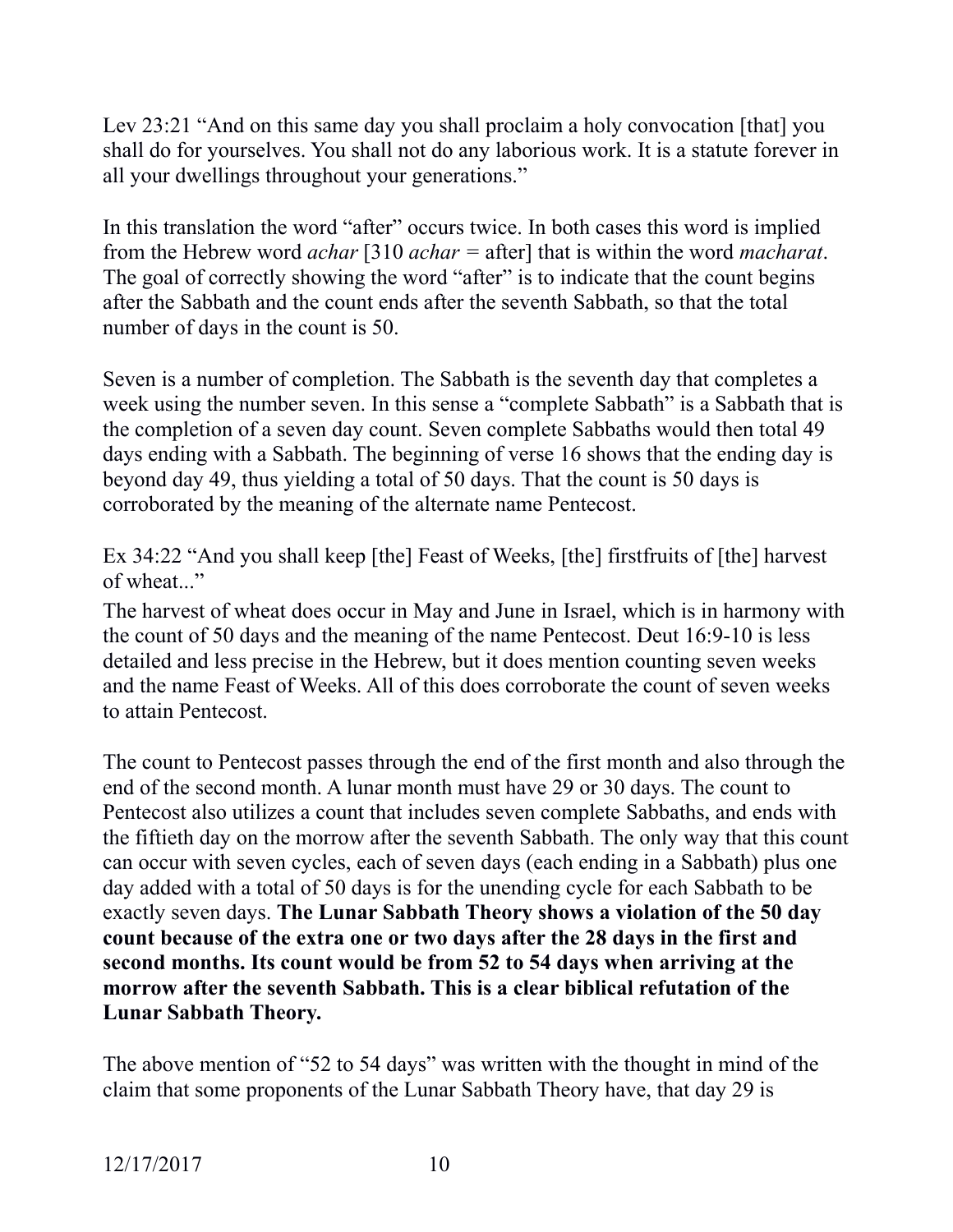Lev 23:21 “And on this same day you shall proclaim a holy convocation [that] you shall do for yourselves. You shall not do any laborious work. It is a statute forever in all your dwellings throughout your generations.”

In this translation the word “after” occurs twice. In both cases this word is implied from the Hebrew word *achar* [310 *achar* = after] that is within the word *macharat*. The goal of correctly showing the word “after” is to indicate that the count begins after the Sabbath and the count ends after the seventh Sabbath, so that the total number of days in the count is 50.

Seven is a number of completion. The Sabbath is the seventh day that completes a week using the number seven. In this sense a “complete Sabbath” is a Sabbath that is the completion of a seven day count. Seven complete Sabbaths would then total 49 days ending with a Sabbath. The beginning of verse 16 shows that the ending day is beyond day 49, thus yielding a total of 50 days. That the count is 50 days is corroborated by the meaning of the alternate name Pentecost.

Ex 34:22 “And you shall keep [the] Feast of Weeks, [the] firstfruits of [the] harvest of wheat...”
The harvest of wheat does occur in May and June in Israel, which is in harmony with the count of 50 days and the meaning of the name Pentecost. Deut 16:9-10 is less detailed and less precise in the Hebrew, but it does mention counting seven weeks and the name Feast of Weeks. All of this does corroborate the count of seven weeks to attain Pentecost.

The count to Pentecost passes through the end of the first month and also through the end of the second month. A lunar month must have 29 or 30 days. The count to Pentecost also utilizes a count that includes seven complete Sabbaths, and ends with the fiftieth day on the morrow after the seventh Sabbath. The only way that this count can occur with seven cycles, each of seven days (each ending in a Sabbath) plus one day added with a total of 50 days is for the unending cycle for each Sabbath to be exactly seven days. **The Lunar Sabbath Theory shows a violation of the 50 day count because of the extra one or two days after the 28 days in the first and second months. Its count would be from 52 to 54 days when arriving at the morrow after the seventh Sabbath. This is a clear biblical refutation of the Lunar Sabbath Theory.**

The above mention of “52 to 54 days” was written with the thought in mind of the claim that some proponents of the Lunar Sabbath Theory have, that day 29 is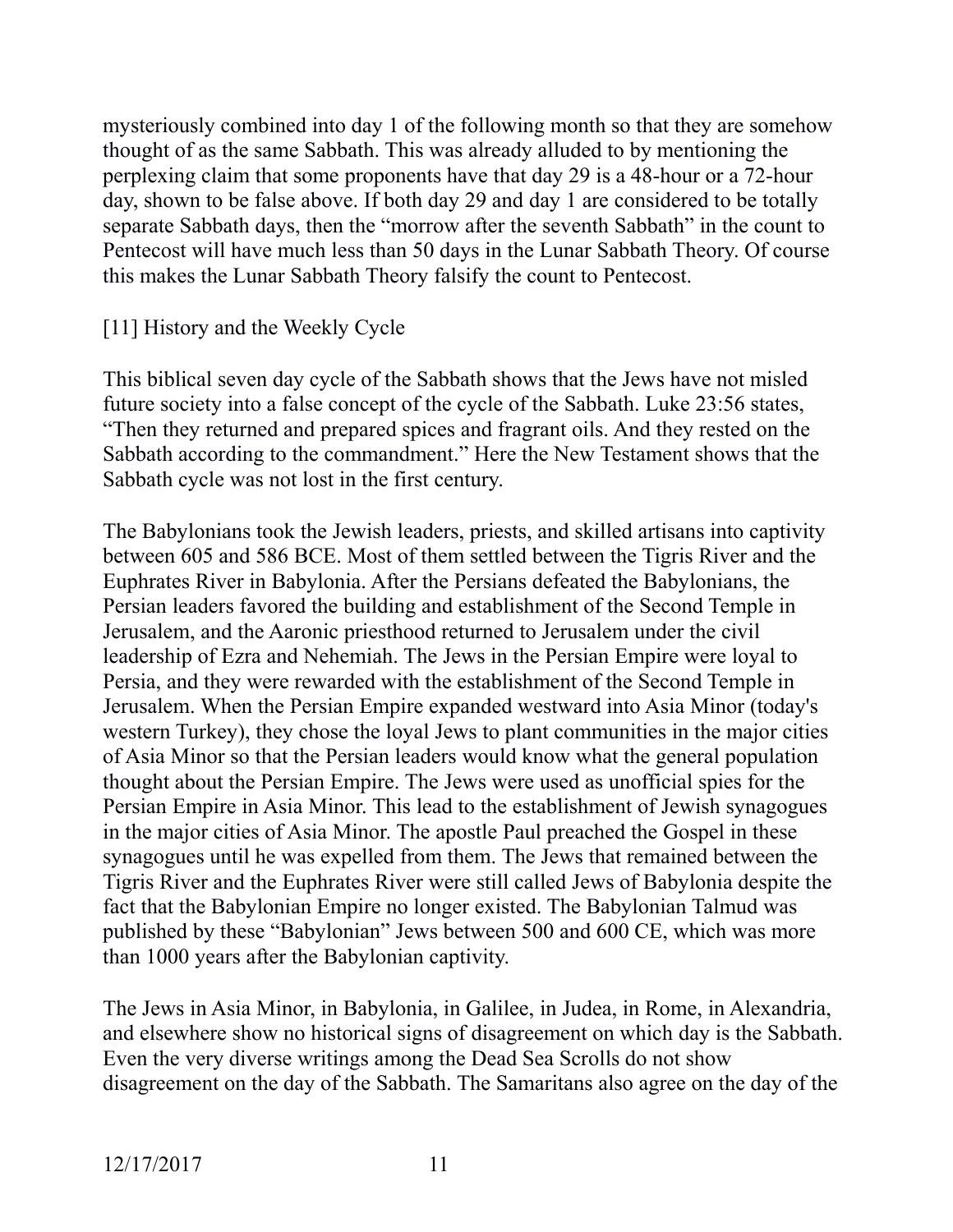mysteriously combined into day 1 of the following month so that they are somehow thought of as the same Sabbath. This was already alluded to by mentioning the perplexing claim that some proponents have that day 29 is a 48-hour or a 72-hour day, shown to be false above. If both day 29 and day 1 are considered to be totally separate Sabbath days, then the "morrow after the seventh Sabbath" in the count to Pentecost will have much less than 50 days in the Lunar Sabbath Theory. Of course this makes the Lunar Sabbath Theory falsify the count to Pentecost.

[11] History and the Weekly Cycle

This biblical seven day cycle of the Sabbath shows that the Jews have not misled future society into a false concept of the cycle of the Sabbath. Luke 23:56 states, "Then they returned and prepared spices and fragrant oils. And they rested on the Sabbath according to the commandment." Here the New Testament shows that the Sabbath cycle was not lost in the first century.

The Babylonians took the Jewish leaders, priests, and skilled artisans into captivity between 605 and 586 BCE. Most of them settled between the Tigris River and the Euphrates River in Babylonia. After the Persians defeated the Babylonians, the Persian leaders favored the building and establishment of the Second Temple in Jerusalem, and the Aaronic priesthood returned to Jerusalem under the civil leadership of Ezra and Nehemiah. The Jews in the Persian Empire were loyal to Persia, and they were rewarded with the establishment of the Second Temple in Jerusalem. When the Persian Empire expanded westward into Asia Minor (today's western Turkey), they chose the loyal Jews to plant communities in the major cities of Asia Minor so that the Persian leaders would know what the general population thought about the Persian Empire. The Jews were used as unofficial spies for the Persian Empire in Asia Minor. This lead to the establishment of Jewish synagogues in the major cities of Asia Minor. The apostle Paul preached the Gospel in these synagogues until he was expelled from them. The Jews that remained between the Tigris River and the Euphrates River were still called Jews of Babylonia despite the fact that the Babylonian Empire no longer existed. The Babylonian Talmud was published by these "Babylonian" Jews between 500 and 600 CE, which was more than 1000 years after the Babylonian captivity.

The Jews in Asia Minor, in Babylonia, in Galilee, in Judea, in Rome, in Alexandria, and elsewhere show no historical signs of disagreement on which day is the Sabbath. Even the very diverse writings among the Dead Sea Scrolls do not show disagreement on the day of the Sabbath. The Samaritans also agree on the day of the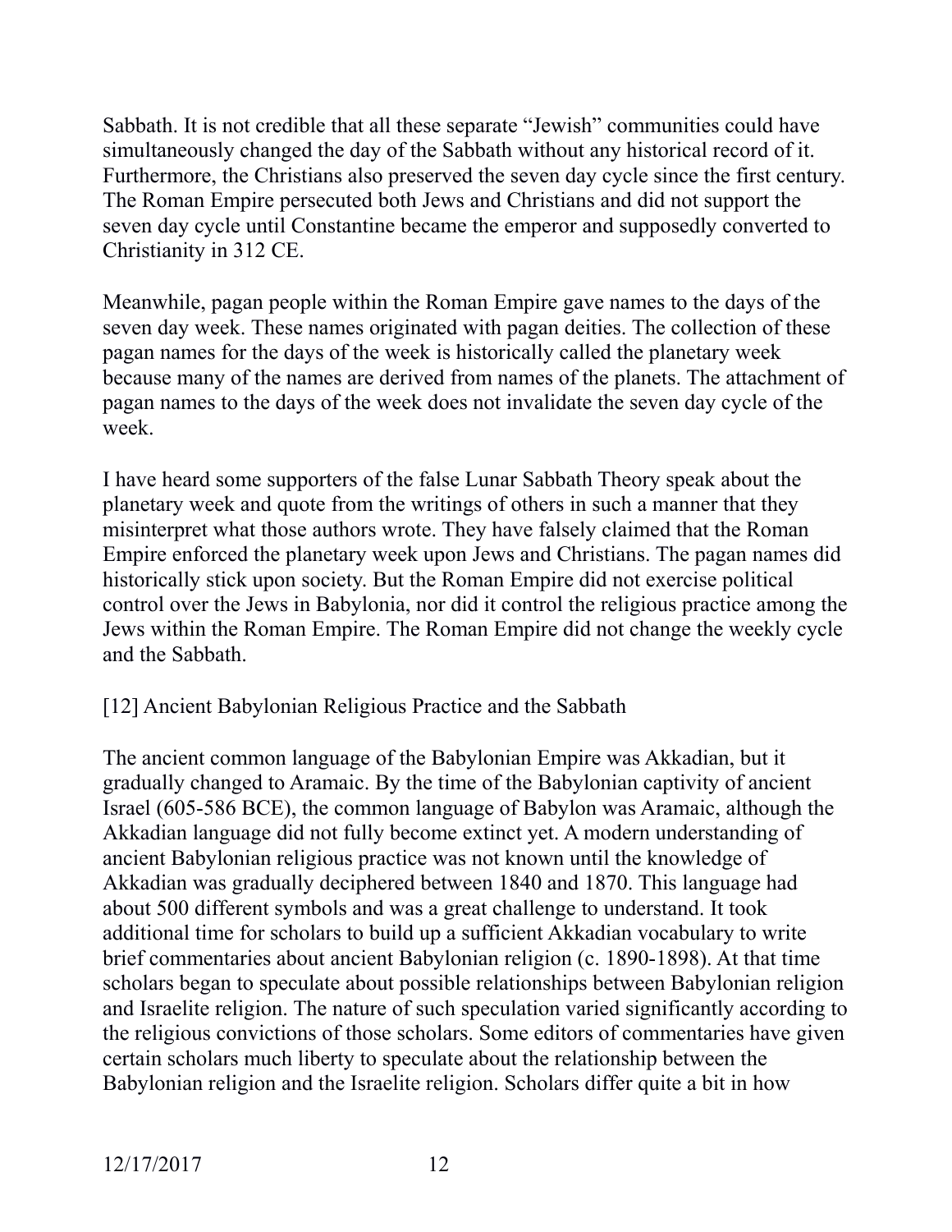Sabbath. It is not credible that all these separate "Jewish" communities could have simultaneously changed the day of the Sabbath without any historical record of it. Furthermore, the Christians also preserved the seven day cycle since the first century. The Roman Empire persecuted both Jews and Christians and did not support the seven day cycle until Constantine became the emperor and supposedly converted to Christianity in 312 CE.

Meanwhile, pagan people within the Roman Empire gave names to the days of the seven day week. These names originated with pagan deities. The collection of these pagan names for the days of the week is historically called the planetary week because many of the names are derived from names of the planets. The attachment of pagan names to the days of the week does not invalidate the seven day cycle of the week.

I have heard some supporters of the false Lunar Sabbath Theory speak about the planetary week and quote from the writings of others in such a manner that they misinterpret what those authors wrote. They have falsely claimed that the Roman Empire enforced the planetary week upon Jews and Christians. The pagan names did historically stick upon society. But the Roman Empire did not exercise political control over the Jews in Babylonia, nor did it control the religious practice among the Jews within the Roman Empire. The Roman Empire did not change the weekly cycle and the Sabbath.

## [12] Ancient Babylonian Religious Practice and the Sabbath

The ancient common language of the Babylonian Empire was Akkadian, but it gradually changed to Aramaic. By the time of the Babylonian captivity of ancient Israel (605-586 BCE), the common language of Babylon was Aramaic, although the Akkadian language did not fully become extinct yet. A modern understanding of ancient Babylonian religious practice was not known until the knowledge of Akkadian was gradually deciphered between 1840 and 1870. This language had about 500 different symbols and was a great challenge to understand. It took additional time for scholars to build up a sufficient Akkadian vocabulary to write brief commentaries about ancient Babylonian religion (c. 1890-1898). At that time scholars began to speculate about possible relationships between Babylonian religion and Israelite religion. The nature of such speculation varied significantly according to the religious convictions of those scholars. Some editors of commentaries have given certain scholars much liberty to speculate about the relationship between the Babylonian religion and the Israelite religion. Scholars differ quite a bit in how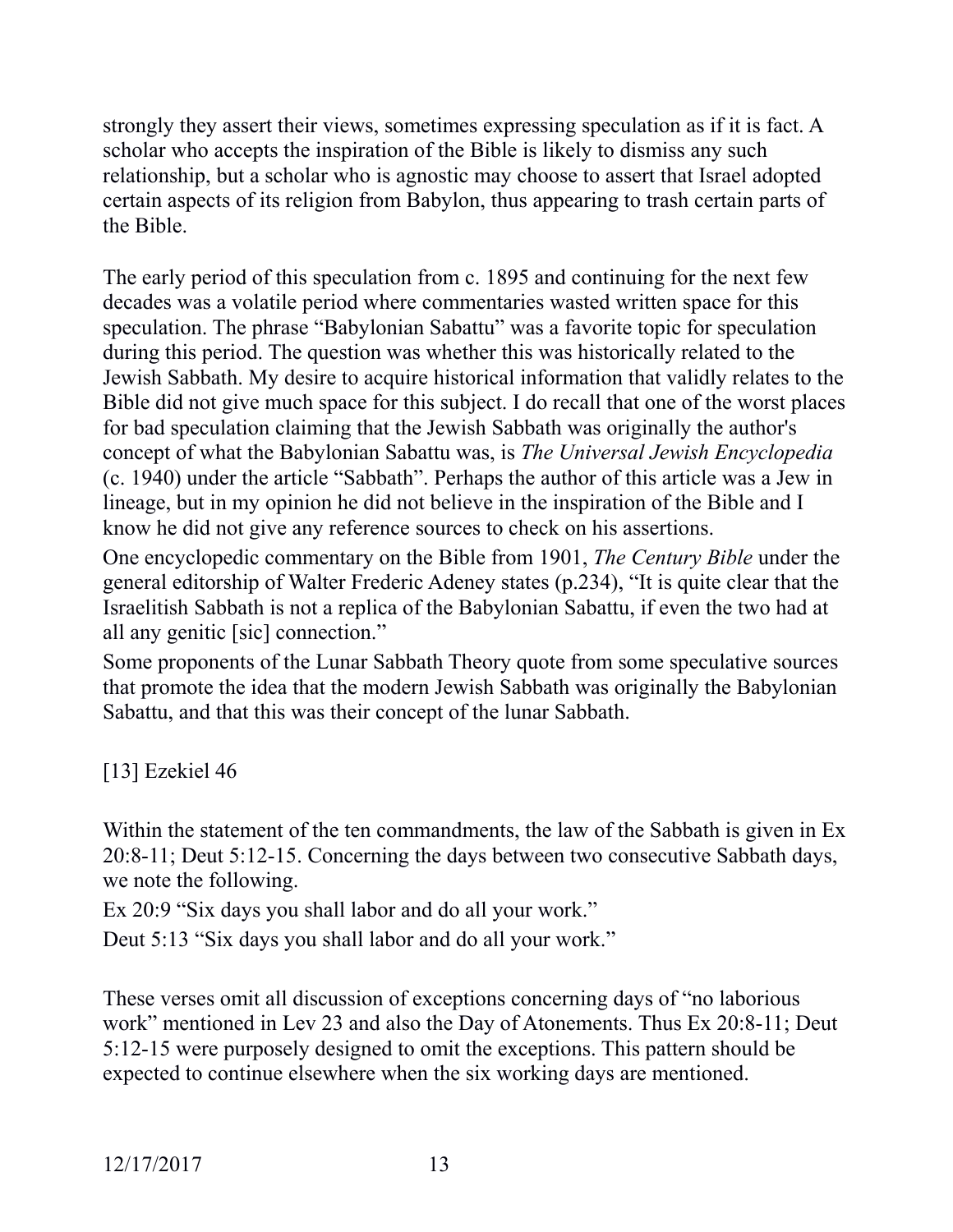strongly they assert their views, sometimes expressing speculation as if it is fact. A scholar who accepts the inspiration of the Bible is likely to dismiss any such relationship, but a scholar who is agnostic may choose to assert that Israel adopted certain aspects of its religion from Babylon, thus appearing to trash certain parts of the Bible.

The early period of this speculation from c. 1895 and continuing for the next few decades was a volatile period where commentaries wasted written space for this speculation. The phrase "Babylonian Sabattu" was a favorite topic for speculation during this period. The question was whether this was historically related to the Jewish Sabbath. My desire to acquire historical information that validly relates to the Bible did not give much space for this subject. I do recall that one of the worst places for bad speculation claiming that the Jewish Sabbath was originally the author's concept of what the Babylonian Sabattu was, is *The Universal Jewish Encyclopedia* (c. 1940) under the article "Sabbath". Perhaps the author of this article was a Jew in lineage, but in my opinion he did not believe in the inspiration of the Bible and I know he did not give any reference sources to check on his assertions.

One encyclopedic commentary on the Bible from 1901, *The Century Bible* under the general editorship of Walter Frederic Adeney states (p.234), "It is quite clear that the Israelitish Sabbath is not a replica of the Babylonian Sabattu, if even the two had at all any genitic [sic] connection."

Some proponents of the Lunar Sabbath Theory quote from some speculative sources that promote the idea that the modern Jewish Sabbath was originally the Babylonian Sabattu, and that this was their concept of the lunar Sabbath.

[13] Ezekiel 46

Within the statement of the ten commandments, the law of the Sabbath is given in Ex 20:8-11; Deut 5:12-15. Concerning the days between two consecutive Sabbath days, we note the following.

Ex 20:9 "Six days you shall labor and do all your work."

Deut 5:13 "Six days you shall labor and do all your work."

These verses omit all discussion of exceptions concerning days of "no laborious work" mentioned in Lev 23 and also the Day of Atonements. Thus Ex 20:8-11; Deut 5:12-15 were purposely designed to omit the exceptions. This pattern should be expected to continue elsewhere when the six working days are mentioned.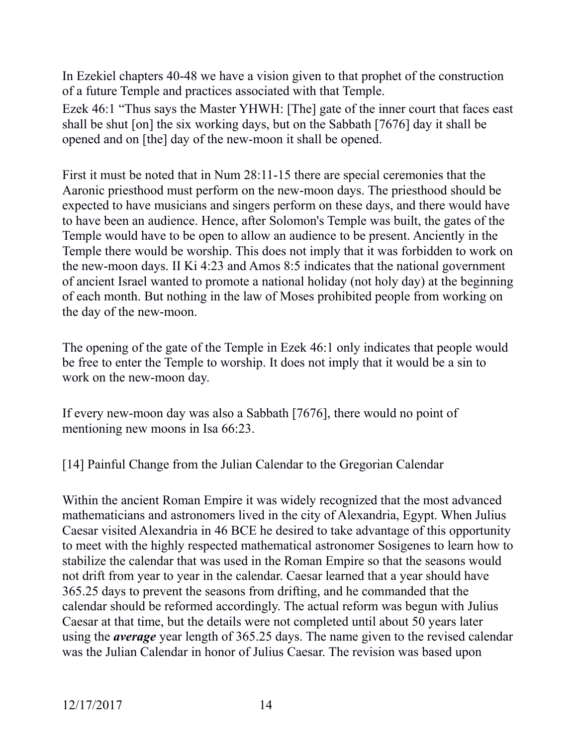In Ezekiel chapters 40-48 we have a vision given to that prophet of the construction of a future Temple and practices associated with that Temple.

Ezek 46:1 "Thus says the Master YHWH: [The] gate of the inner court that faces east shall be shut [on] the six working days, but on the Sabbath [7676] day it shall be opened and on [the] day of the new-moon it shall be opened.

First it must be noted that in Num 28:11-15 there are special ceremonies that the Aaronic priesthood must perform on the new-moon days. The priesthood should be expected to have musicians and singers perform on these days, and there would have to have been an audience. Hence, after Solomon's Temple was built, the gates of the Temple would have to be open to allow an audience to be present. Anciently in the Temple there would be worship. This does not imply that it was forbidden to work on the new-moon days. II Ki 4:23 and Amos 8:5 indicates that the national government of ancient Israel wanted to promote a national holiday (not holy day) at the beginning of each month. But nothing in the law of Moses prohibited people from working on the day of the new-moon.

The opening of the gate of the Temple in Ezek 46:1 only indicates that people would be free to enter the Temple to worship. It does not imply that it would be a sin to work on the new-moon day.

If every new-moon day was also a Sabbath [7676], there would no point of mentioning new moons in Isa 66:23.

## [14] Painful Change from the Julian Calendar to the Gregorian Calendar

Within the ancient Roman Empire it was widely recognized that the most advanced mathematicians and astronomers lived in the city of Alexandria, Egypt. When Julius Caesar visited Alexandria in 46 BCE he desired to take advantage of this opportunity to meet with the highly respected mathematical astronomer Sosigenes to learn how to stabilize the calendar that was used in the Roman Empire so that the seasons would not drift from year to year in the calendar. Caesar learned that a year should have 365.25 days to prevent the seasons from drifting, and he commanded that the calendar should be reformed accordingly. The actual reform was begun with Julius Caesar at that time, but the details were not completed until about 50 years later using the ***average*** year length of 365.25 days. The name given to the revised calendar was the Julian Calendar in honor of Julius Caesar. The revision was based upon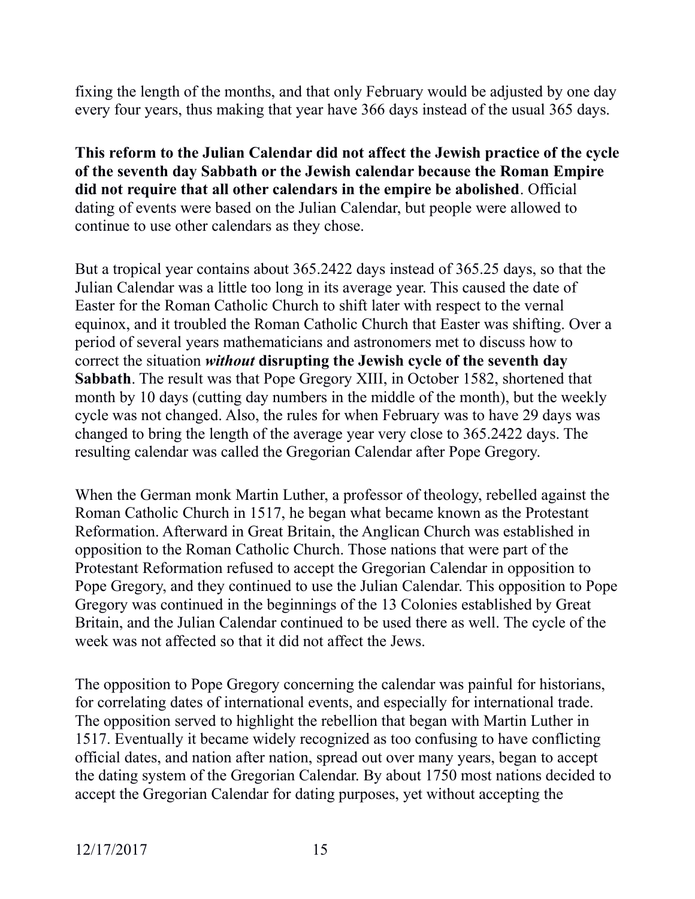fixing the length of the months, and that only February would be adjusted by one day every four years, thus making that year have 366 days instead of the usual 365 days.

**This reform to the Julian Calendar did not affect the Jewish practice of the cycle of the seventh day Sabbath or the Jewish calendar because the Roman Empire did not require that all other calendars in the empire be abolished**. Official dating of events were based on the Julian Calendar, but people were allowed to continue to use other calendars as they chose.

But a tropical year contains about 365.2422 days instead of 365.25 days, so that the Julian Calendar was a little too long in its average year. This caused the date of Easter for the Roman Catholic Church to shift later with respect to the vernal equinox, and it troubled the Roman Catholic Church that Easter was shifting. Over a period of several years mathematicians and astronomers met to discuss how to correct the situation ***without*** **disrupting the Jewish cycle of the seventh day Sabbath**. The result was that Pope Gregory XIII, in October 1582, shortened that month by 10 days (cutting day numbers in the middle of the month), but the weekly cycle was not changed. Also, the rules for when February was to have 29 days was changed to bring the length of the average year very close to 365.2422 days. The resulting calendar was called the Gregorian Calendar after Pope Gregory.

When the German monk Martin Luther, a professor of theology, rebelled against the Roman Catholic Church in 1517, he began what became known as the Protestant Reformation. Afterward in Great Britain, the Anglican Church was established in opposition to the Roman Catholic Church. Those nations that were part of the Protestant Reformation refused to accept the Gregorian Calendar in opposition to Pope Gregory, and they continued to use the Julian Calendar. This opposition to Pope Gregory was continued in the beginnings of the 13 Colonies established by Great Britain, and the Julian Calendar continued to be used there as well. The cycle of the week was not affected so that it did not affect the Jews.

The opposition to Pope Gregory concerning the calendar was painful for historians, for correlating dates of international events, and especially for international trade. The opposition served to highlight the rebellion that began with Martin Luther in 1517. Eventually it became widely recognized as too confusing to have conflicting official dates, and nation after nation, spread out over many years, began to accept the dating system of the Gregorian Calendar. By about 1750 most nations decided to accept the Gregorian Calendar for dating purposes, yet without accepting the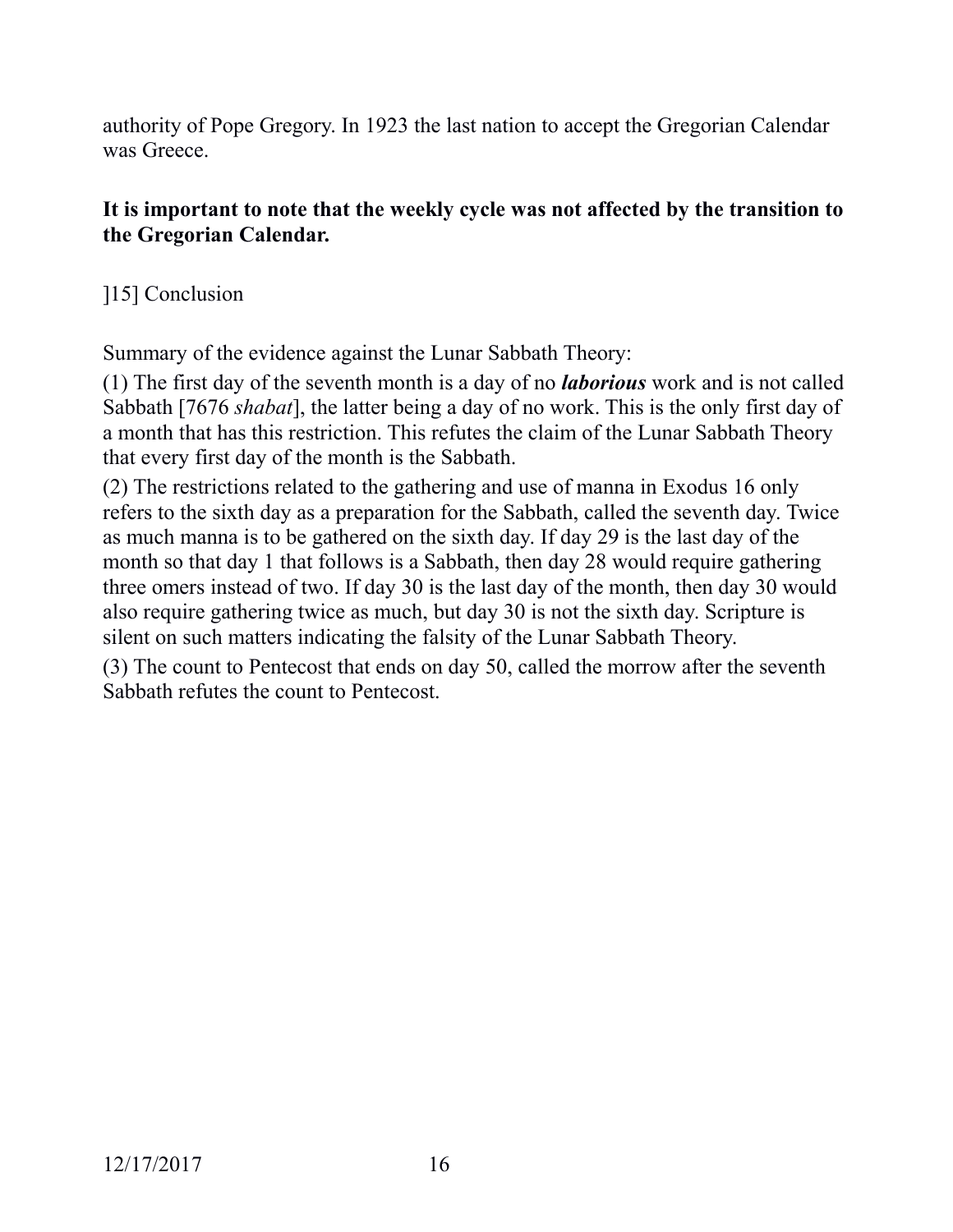authority of Pope Gregory. In 1923 the last nation to accept the Gregorian Calendar was Greece.

**It is important to note that the weekly cycle was not affected by the transition to the Gregorian Calendar.**

]15] Conclusion

Summary of the evidence against the Lunar Sabbath Theory:

(1) The first day of the seventh month is a day of no ***laborious*** work and is not called Sabbath [7676 *shabat*], the latter being a day of no work. This is the only first day of a month that has this restriction. This refutes the claim of the Lunar Sabbath Theory that every first day of the month is the Sabbath.

(2) The restrictions related to the gathering and use of manna in Exodus 16 only refers to the sixth day as a preparation for the Sabbath, called the seventh day. Twice as much manna is to be gathered on the sixth day. If day 29 is the last day of the month so that day 1 that follows is a Sabbath, then day 28 would require gathering three omers instead of two. If day 30 is the last day of the month, then day 30 would also require gathering twice as much, but day 30 is not the sixth day. Scripture is silent on such matters indicating the falsity of the Lunar Sabbath Theory.

(3) The count to Pentecost that ends on day 50, called the morrow after the seventh Sabbath refutes the count to Pentecost.

12/17/2017